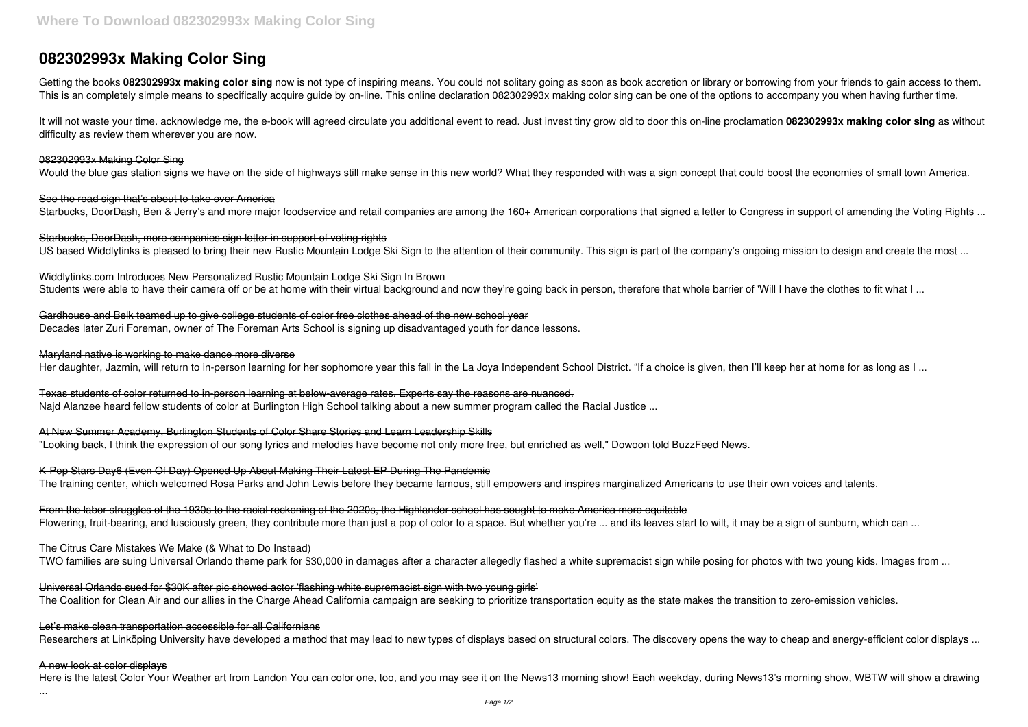# 082302993x Making Color Sing

Getting the books **082302993x making color sing** now is not type of inspiring means. You could not solitary going as soon as book accretion or library or borrowing from your friends to gain access to them. This is an completely simple means to specifically acquire guide by on-line. This online declaration 082302993x making color sing can be one of the options to accompany you when having further time.

It will not waste your time. acknowledge me, the e-book will agreed circulate you additional event to read. Just invest tiny grow old to door this on-line proclamation **082302993x making color sing** as without difficulty as review them wherever you are now.

082302993x Making Color Sing
Would the blue gas station signs we have on the side of highways still make sense in this new world? What they responded with was a sign concept that could boost the economies of small town America.

See the road sign that's about to take over America
Starbucks, DoorDash, Ben & Jerry's and more major foodservice and retail companies are among the 160+ American corporations that signed a letter to Congress in support of amending the Voting Rights ...

Starbucks, DoorDash, more companies sign letter in support of voting rights
US based Widdlytinks is pleased to bring their new Rustic Mountain Lodge Ski Sign to the attention of their community. This sign is part of the company's ongoing mission to design and create the most ...

Widdlytinks.com Introduces New Personalized Rustic Mountain Lodge Ski Sign In Brown
Students were able to have their camera off or be at home with their virtual background and now they're going back in person, therefore that whole barrier of 'Will I have the clothes to fit what I ...

Gardhouse and Belk teamed up to give college students of color free clothes ahead of the new school year
Decades later Zuri Foreman, owner of The Foreman Arts School is signing up disadvantaged youth for dance lessons.

Maryland native is working to make dance more diverse
Her daughter, Jazmin, will return to in-person learning for her sophomore year this fall in the La Joya Independent School District. "If a choice is given, then I'll keep her at home for as long as I ...

Texas students of color returned to in-person learning at below-average rates. Experts say the reasons are nuanced.
Najd Alanzee heard fellow students of color at Burlington High School talking about a new summer program called the Racial Justice ...

At New Summer Academy, Burlington Students of Color Share Stories and Learn Leadership Skills
"Looking back, I think the expression of our song lyrics and melodies have become not only more free, but enriched as well," Dowoon told BuzzFeed News.

K-Pop Stars Day6 (Even Of Day) Opened Up About Making Their Latest EP During The Pandemic
The training center, which welcomed Rosa Parks and John Lewis before they became famous, still empowers and inspires marginalized Americans to use their own voices and talents.

From the labor struggles of the 1930s to the racial reckoning of the 2020s, the Highlander school has sought to make America more equitable
Flowering, fruit-bearing, and lusciously green, they contribute more than just a pop of color to a space. But whether you're ... and its leaves start to wilt, it may be a sign of sunburn, which can ...

The Citrus Care Mistakes We Make (& What to Do Instead)
TWO families are suing Universal Orlando theme park for $30,000 in damages after a character allegedly flashed a white supremacist sign while posing for photos with two young kids. Images from ...

Universal Orlando sued for $30K after pic showed actor 'flashing white supremacist sign with two young girls'
The Coalition for Clean Air and our allies in the Charge Ahead California campaign are seeking to prioritize transportation equity as the state makes the transition to zero-emission vehicles.

Let's make clean transportation accessible for all Californians
Researchers at Linköping University have developed a method that may lead to new types of displays based on structural colors. The discovery opens the way to cheap and energy-efficient color displays ...

A new look at color displays
Here is the latest Color Your Weather art from Landon You can color one, too, and you may see it on the News13 morning show! Each weekday, during News13's morning show, WBTW will show a drawing ...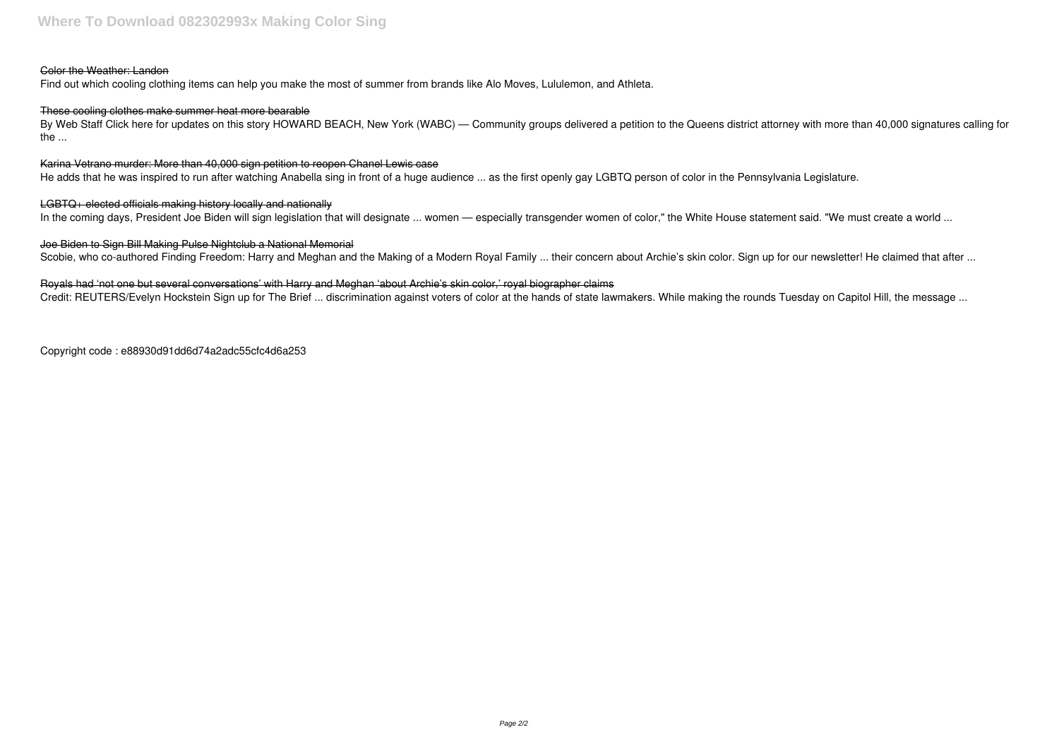Color the Weather: Landon

Find out which cooling clothing items can help you make the most of summer from brands like Alo Moves, Lululemon, and Athleta.

These cooling clothes make summer heat more bearable

By Web Staff Click here for updates on this story HOWARD BEACH, New York (WABC) — Community groups delivered a petition to the Queens district attorney with more than 40,000 signatures calling for the ...

Karina Vetrano murder: More than 40,000 sign petition to reopen Chanel Lewis case

He adds that he was inspired to run after watching Anabella sing in front of a huge audience ... as the first openly gay LGBTQ person of color in the Pennsylvania Legislature.

LGBTQ+ elected officials making history locally and nationally

In the coming days, President Joe Biden will sign legislation that will designate ... women — especially transgender women of color," the White House statement said. "We must create a world ...

Joe Biden to Sign Bill Making Pulse Nightclub a National Memorial

Scobie, who co-authored Finding Freedom: Harry and Meghan and the Making of a Modern Royal Family ... their concern about Archie's skin color. Sign up for our newsletter! He claimed that after ...

Royals had 'not one but several conversations' with Harry and Meghan 'about Archie's skin color,' royal biographer claims

Credit: REUTERS/Evelyn Hockstein Sign up for The Brief ... discrimination against voters of color at the hands of state lawmakers. While making the rounds Tuesday on Capitol Hill, the message ...

Copyright code : e88930d91dd6d74a2adc55cfc4d6a253